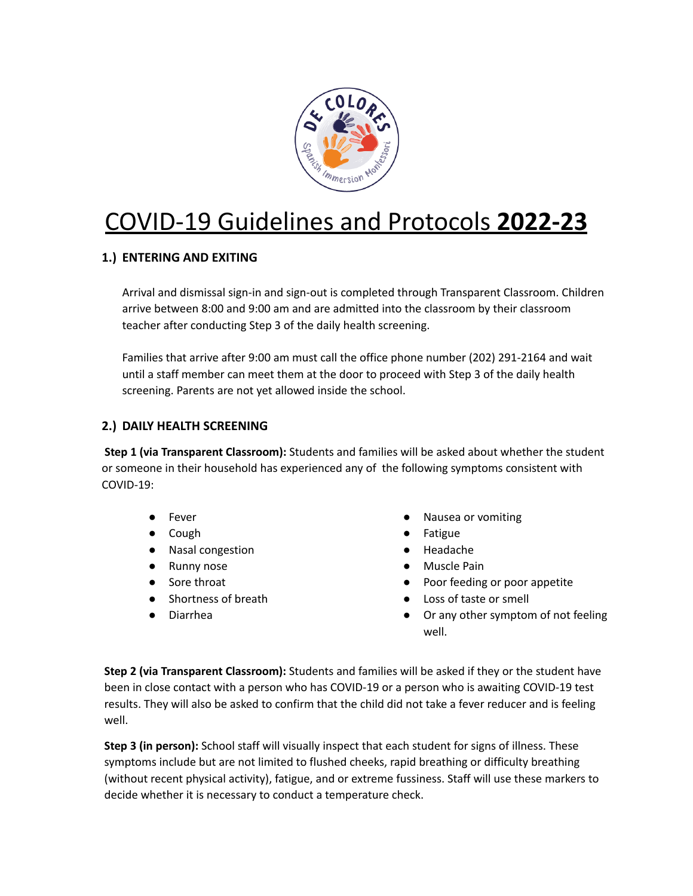# COVID-19 Guidelines and Protocols **2022-23**

## 1.) ENTERING AND EXITING

Arrival and dismissal sign-in and sign-out is completed through Transparent Classroom. Children arrive between 8:00 and 9:00 am and are admitted into the classroom by their classroom teacher after conducting Step 3 of the daily health screening.

Families that arrive after 9:00 am must call the office phone number (202) 291-2164 and wait until a staff member can meet them at the door to proceed with Step 3 of the daily health screening. Parents are not yet allowed inside the school.

## 2.) DAILY HEALTH SCREENING

**Step 1 (via Transparent Classroom):** Students and families will be asked about whether the student or someone in their household has experienced any of the following symptoms consistent with COVID-19:

- Fever
- Cough
- Nasal congestion
- Runny nose
- Sore throat
- Shortness of breath
- Diarrhea
- Nausea or vomiting
- Fatigue
- Headache
- Muscle Pain
- Poor feeding or poor appetite
- Loss of taste or smell
- Or any other symptom of not feeling well.

**Step 2 (via Transparent Classroom):** Students and families will be asked if they or the student have been in close contact with a person who has COVID-19 or a person who is awaiting COVID-19 test results. They will also be asked to confirm that the child did not take a fever reducer and is feeling well.

**Step 3 (in person):** School staff will visually inspect that each student for signs of illness. These symptoms include but are not limited to flushed cheeks, rapid breathing or difficulty breathing (without recent physical activity), fatigue, and or extreme fussiness. Staff will use these markers to decide whether it is necessary to conduct a temperature check.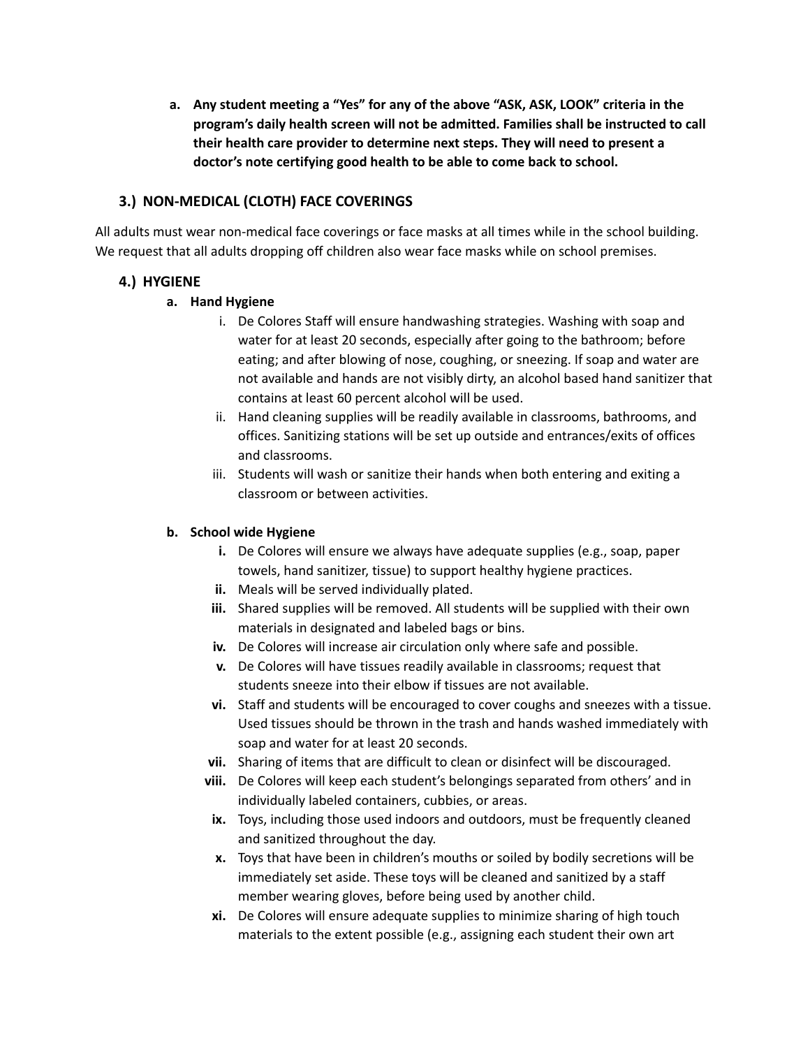a. **Any student meeting a "Yes" for any of the above "ASK, ASK, LOOK" criteria in the program's daily health screen will not be admitted. Families shall be instructed to call their health care provider to determine next steps. They will need to present a doctor's note certifying good health to be able to come back to school.**

## 3.) NON-MEDICAL (CLOTH) FACE COVERINGS

All adults must wear non-medical face coverings or face masks at all times while in the school building. We request that all adults dropping off children also wear face masks while on school premises.

## 4.) HYGIENE

### a. Hand Hygiene

i. De Colores Staff will ensure handwashing strategies. Washing with soap and water for at least 20 seconds, especially after going to the bathroom; before eating; and after blowing of nose, coughing, or sneezing. If soap and water are not available and hands are not visibly dirty, an alcohol based hand sanitizer that contains at least 60 percent alcohol will be used.

ii. Hand cleaning supplies will be readily available in classrooms, bathrooms, and offices. Sanitizing stations will be set up outside and entrances/exits of offices and classrooms.

iii. Students will wash or sanitize their hands when both entering and exiting a classroom or between activities.

### b. School wide Hygiene

**i.** De Colores will ensure we always have adequate supplies (e.g., soap, paper towels, hand sanitizer, tissue) to support healthy hygiene practices.

**ii.** Meals will be served individually plated.

**iii.** Shared supplies will be removed. All students will be supplied with their own materials in designated and labeled bags or bins.

**iv.** De Colores will increase air circulation only where safe and possible.

**v.** De Colores will have tissues readily available in classrooms; request that students sneeze into their elbow if tissues are not available.

**vi.** Staff and students will be encouraged to cover coughs and sneezes with a tissue. Used tissues should be thrown in the trash and hands washed immediately with soap and water for at least 20 seconds.

**vii.** Sharing of items that are difficult to clean or disinfect will be discouraged.

**viii.** De Colores will keep each student's belongings separated from others' and in individually labeled containers, cubbies, or areas.

**ix.** Toys, including those used indoors and outdoors, must be frequently cleaned and sanitized throughout the day.

**x.** Toys that have been in children's mouths or soiled by bodily secretions will be immediately set aside. These toys will be cleaned and sanitized by a staff member wearing gloves, before being used by another child.

**xi.** De Colores will ensure adequate supplies to minimize sharing of high touch materials to the extent possible (e.g., assigning each student their own art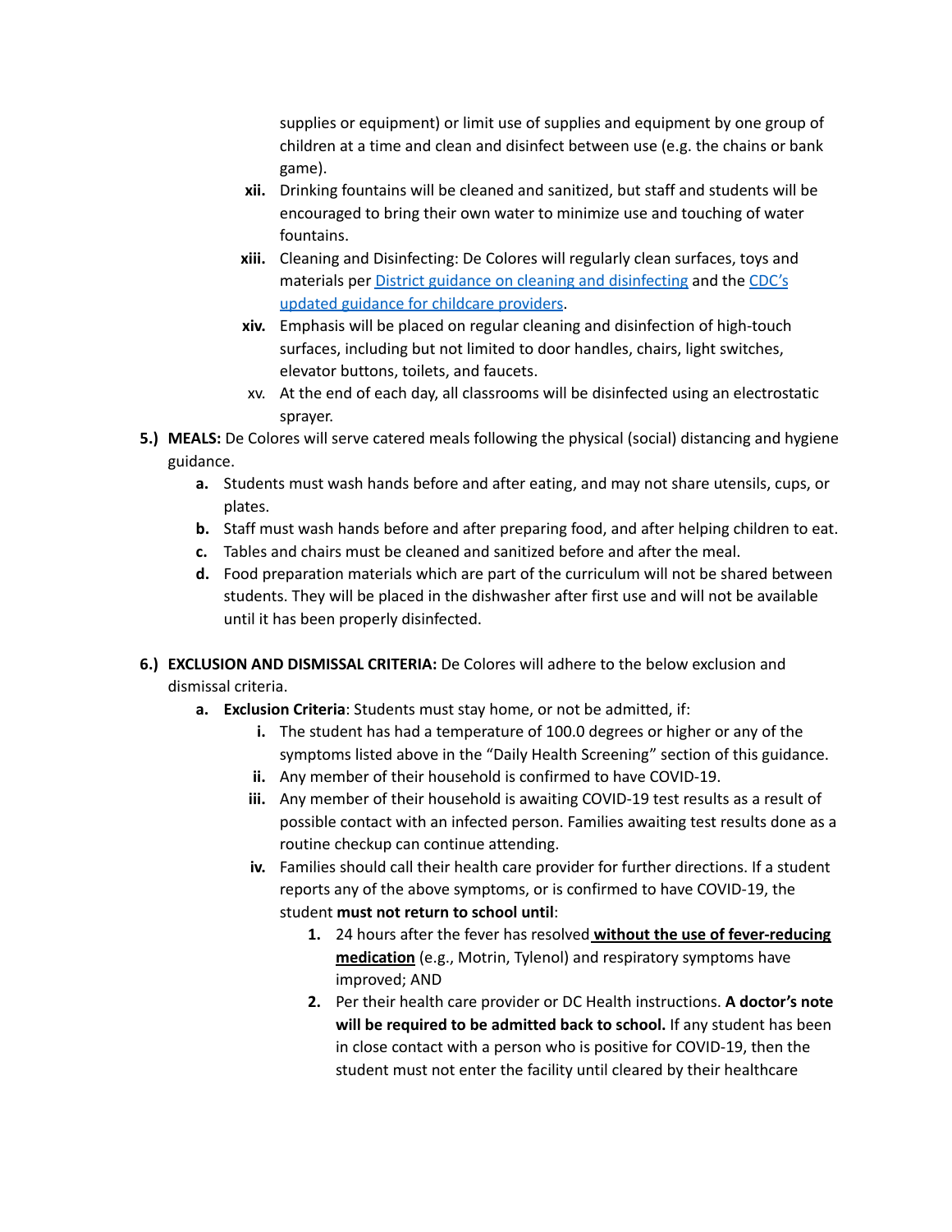supplies or equipment) or limit use of supplies and equipment by one group of children at a time and clean and disinfect between use (e.g. the chains or bank game).

xii. Drinking fountains will be cleaned and sanitized, but staff and students will be encouraged to bring their own water to minimize use and touching of water fountains.

xiii. Cleaning and Disinfecting: De Colores will regularly clean surfaces, toys and materials per [District guidance on cleaning and disinfecting]() and the [CDC's updated guidance for childcare providers]().

xiv. Emphasis will be placed on regular cleaning and disinfection of high-touch surfaces, including but not limited to door handles, chairs, light switches, elevator buttons, toilets, and faucets.

xv. At the end of each day, all classrooms will be disinfected using an electrostatic sprayer.

**5.) MEALS:** De Colores will serve catered meals following the physical (social) distancing and hygiene guidance.

- **a.** Students must wash hands before and after eating, and may not share utensils, cups, or plates.
- **b.** Staff must wash hands before and after preparing food, and after helping children to eat.
- **c.** Tables and chairs must be cleaned and sanitized before and after the meal.
- **d.** Food preparation materials which are part of the curriculum will not be shared between students. They will be placed in the dishwasher after first use and will not be available until it has been properly disinfected.

**6.) EXCLUSION AND DISMISSAL CRITERIA:** De Colores will adhere to the below exclusion and dismissal criteria.

- **a. Exclusion Criteria**: Students must stay home, or not be admitted, if:
  - **i.** The student has had a temperature of 100.0 degrees or higher or any of the symptoms listed above in the "Daily Health Screening" section of this guidance.
  - **ii.** Any member of their household is confirmed to have COVID-19.
  - **iii.** Any member of their household is awaiting COVID-19 test results as a result of possible contact with an infected person. Families awaiting test results done as a routine checkup can continue attending.
  - **iv.** Families should call their health care provider for further directions. If a student reports any of the above symptoms, or is confirmed to have COVID-19, the student **must not return to school until**:
    1. 24 hours after the fever has resolved **<u>without the use of fever-reducing medication</u>** (e.g., Motrin, Tylenol) and respiratory symptoms have improved; AND
    2. Per their health care provider or DC Health instructions. **A doctor's note will be required to be admitted back to school.** If any student has been in close contact with a person who is positive for COVID-19, then the student must not enter the facility until cleared by their healthcare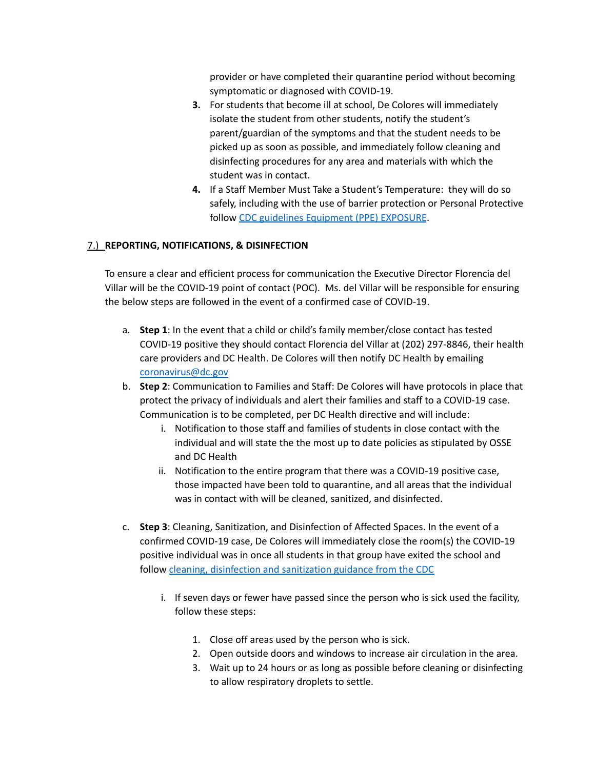provider or have completed their quarantine period without becoming symptomatic or diagnosed with COVID-19.

3. For students that become ill at school, De Colores will immediately isolate the student from other students, notify the student's parent/guardian of the symptoms and that the student needs to be picked up as soon as possible, and immediately follow cleaning and disinfecting procedures for any area and materials with which the student was in contact.
4. If a Staff Member Must Take a Student's Temperature: they will do so safely, including with the use of barrier protection or Personal Protective follow [CDC guidelines Equipment (PPE) EXPOSURE](#).

## 7.) REPORTING, NOTIFICATIONS, & DISINFECTION

To ensure a clear and efficient process for communication the Executive Director Florencia del Villar will be the COVID-19 point of contact (POC). Ms. del Villar will be responsible for ensuring the below steps are followed in the event of a confirmed case of COVID-19.

a. **Step 1**: In the event that a child or child's family member/close contact has tested COVID-19 positive they should contact Florencia del Villar at (202) 297-8846, their health care providers and DC Health. De Colores will then notify DC Health by emailing [coronavirus@dc.gov](mailto:coronavirus@dc.gov)

b. **Step 2**: Communication to Families and Staff: De Colores will have protocols in place that protect the privacy of individuals and alert their families and staff to a COVID-19 case. Communication is to be completed, per DC Health directive and will include:
   i. Notification to those staff and families of students in close contact with the individual and will state the the most up to date policies as stipulated by OSSE and DC Health
   ii. Notification to the entire program that there was a COVID-19 positive case, those impacted have been told to quarantine, and all areas that the individual was in contact with will be cleaned, sanitized, and disinfected.

c. **Step 3**: Cleaning, Sanitization, and Disinfection of Affected Spaces. In the event of a confirmed COVID-19 case, De Colores will immediately close the room(s) the COVID-19 positive individual was in once all students in that group have exited the school and follow [cleaning, disinfection and sanitization guidance from the CDC](#)

   i. If seven days or fewer have passed since the person who is sick used the facility, follow these steps:

      1. Close off areas used by the person who is sick.
      2. Open outside doors and windows to increase air circulation in the area.
      3. Wait up to 24 hours or as long as possible before cleaning or disinfecting to allow respiratory droplets to settle.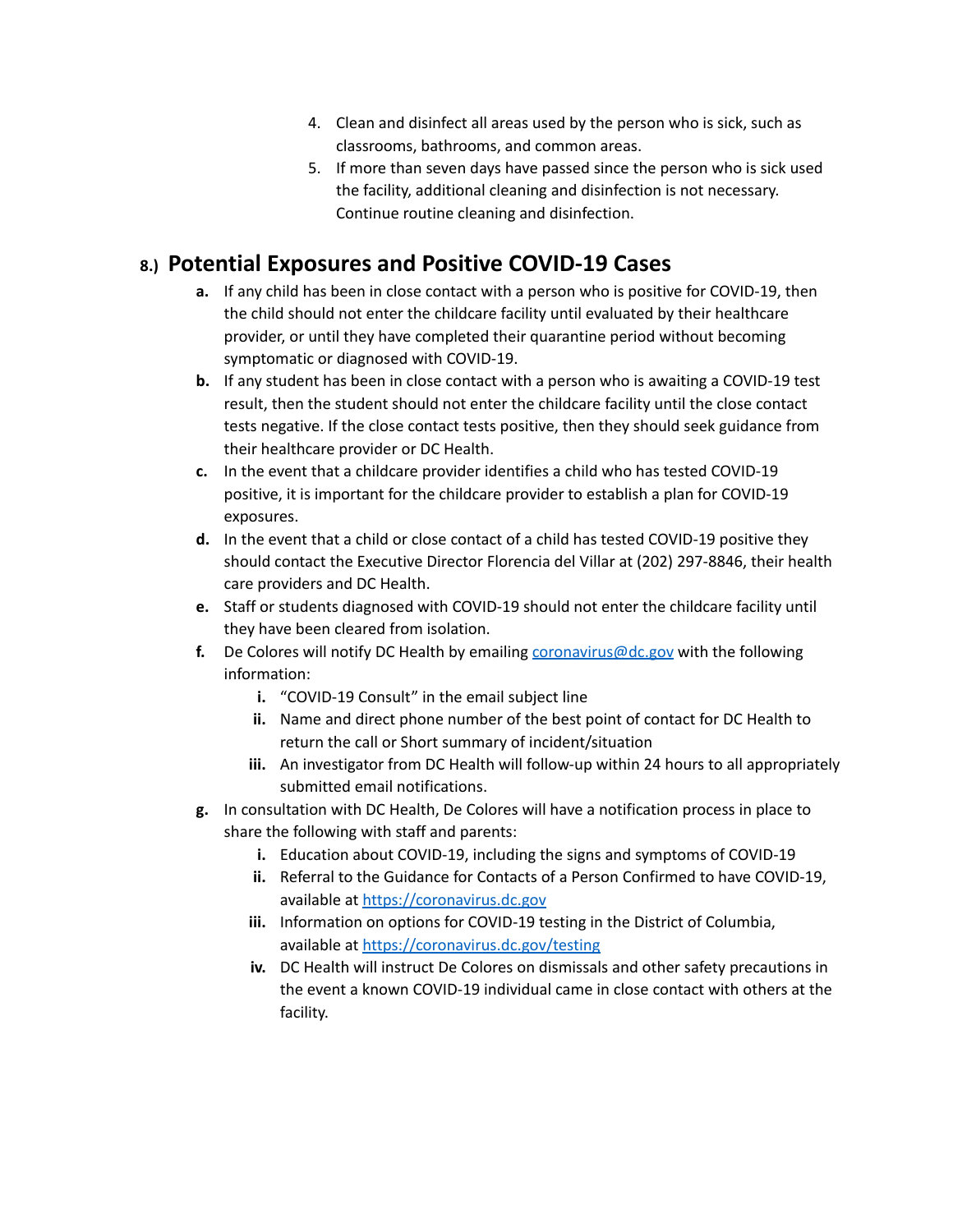4. Clean and disinfect all areas used by the person who is sick, such as classrooms, bathrooms, and common areas.
5. If more than seven days have passed since the person who is sick used the facility, additional cleaning and disinfection is not necessary. Continue routine cleaning and disinfection.

## 8.) Potential Exposures and Positive COVID-19 Cases

**a.** If any child has been in close contact with a person who is positive for COVID-19, then the child should not enter the childcare facility until evaluated by their healthcare provider, or until they have completed their quarantine period without becoming symptomatic or diagnosed with COVID-19.

**b.** If any student has been in close contact with a person who is awaiting a COVID-19 test result, then the student should not enter the childcare facility until the close contact tests negative. If the close contact tests positive, then they should seek guidance from their healthcare provider or DC Health.

**c.** In the event that a childcare provider identifies a child who has tested COVID-19 positive, it is important for the childcare provider to establish a plan for COVID-19 exposures.

**d.** In the event that a child or close contact of a child has tested COVID-19 positive they should contact the Executive Director Florencia del Villar at (202) 297-8846, their health care providers and DC Health.

**e.** Staff or students diagnosed with COVID-19 should not enter the childcare facility until they have been cleared from isolation.

**f.** De Colores will notify DC Health by emailing [coronavirus@dc.gov](mailto:coronavirus@dc.gov) with the following information:

- **i.** "COVID-19 Consult" in the email subject line
- **ii.** Name and direct phone number of the best point of contact for DC Health to return the call or Short summary of incident/situation
- **iii.** An investigator from DC Health will follow-up within 24 hours to all appropriately submitted email notifications.

**g.** In consultation with DC Health, De Colores will have a notification process in place to share the following with staff and parents:

- **i.** Education about COVID-19, including the signs and symptoms of COVID-19
- **ii.** Referral to the Guidance for Contacts of a Person Confirmed to have COVID-19, available at [https://coronavirus.dc.gov](https://coronavirus.dc.gov)
- **iii.** Information on options for COVID-19 testing in the District of Columbia, available at [https://coronavirus.dc.gov/testing](https://coronavirus.dc.gov/testing)
- **iv.** DC Health will instruct De Colores on dismissals and other safety precautions in the event a known COVID-19 individual came in close contact with others at the facility.